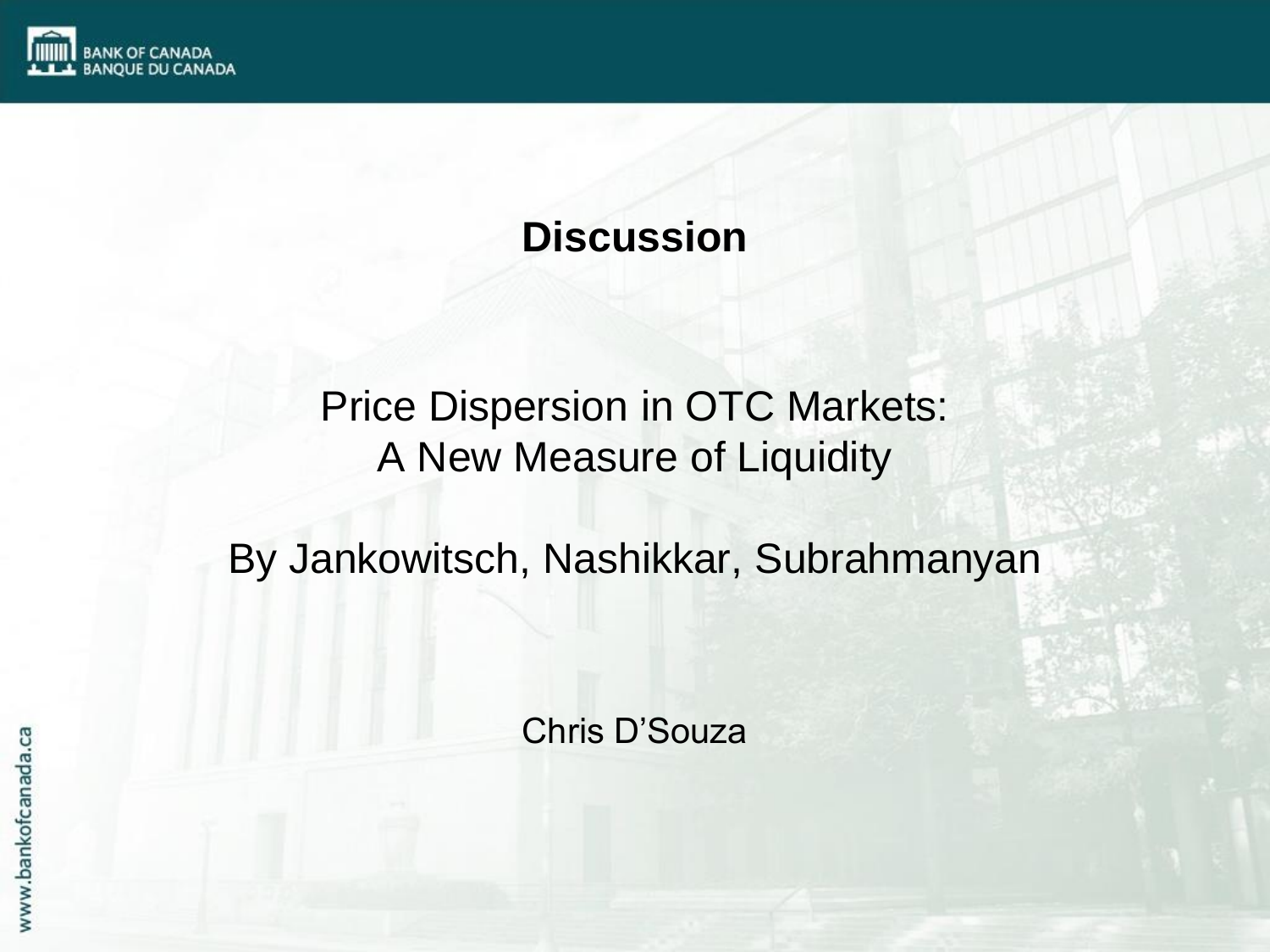# Discussion

## Price Dispersion in OTC Markets: A New Measure of Liquidity

By Jankowitsch, Nashikkar, Subrahmanyan

Chris D'Souza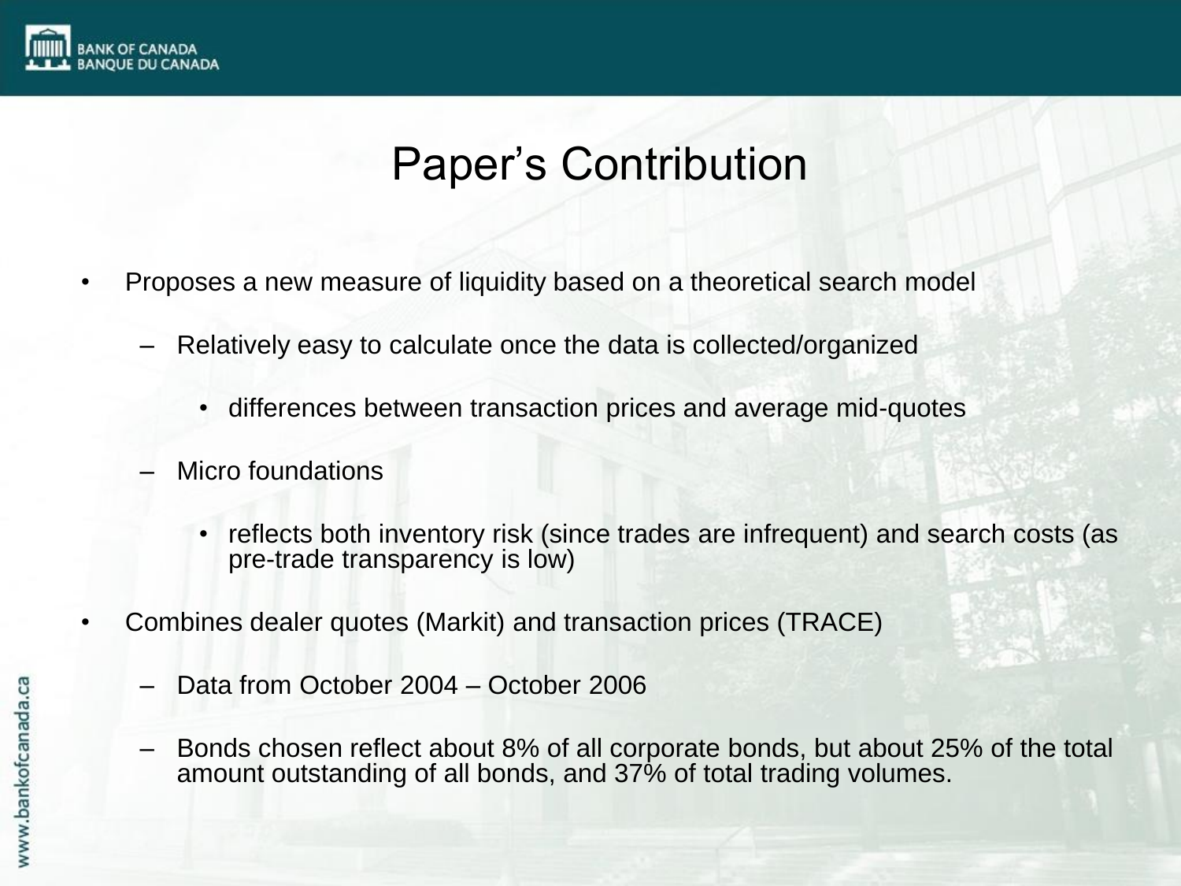# Paper's Contribution

- Proposes a new measure of liquidity based on a theoretical search model
  - Relatively easy to calculate once the data is collected/organized
    - differences between transaction prices and average mid-quotes
  - Micro foundations
    - reflects both inventory risk (since trades are infrequent) and search costs (as pre-trade transparency is low)
- Combines dealer quotes (Markit) and transaction prices (TRACE)
  - Data from October 2004 – October 2006
  - Bonds chosen reflect about 8% of all corporate bonds, but about 25% of the total amount outstanding of all bonds, and 37% of total trading volumes.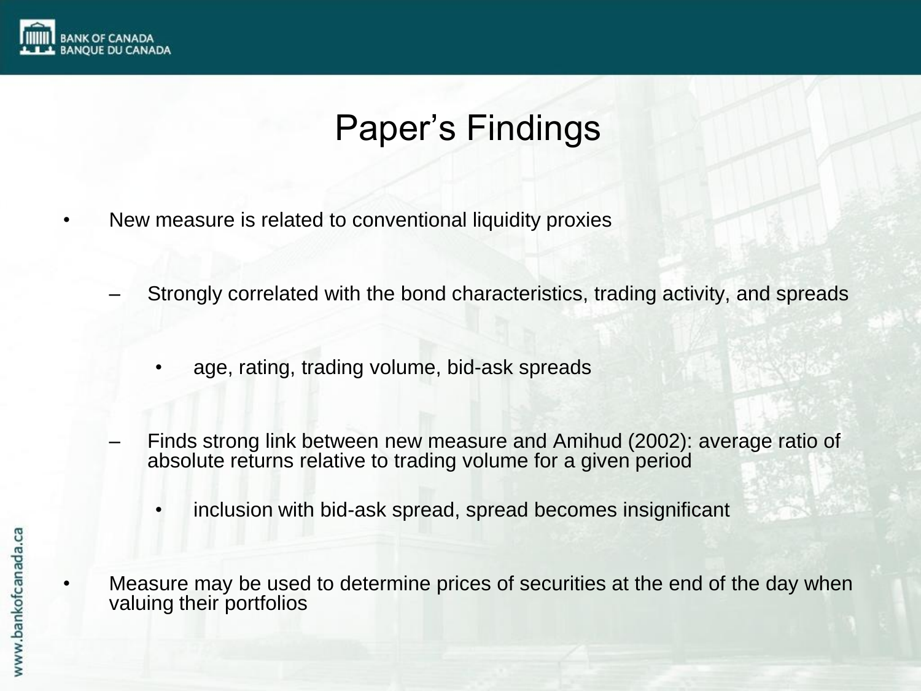# Paper's Findings

- New measure is related to conventional liquidity proxies
  - Strongly correlated with the bond characteristics, trading activity, and spreads
    - age, rating, trading volume, bid-ask spreads
  - Finds strong link between new measure and Amihud (2002): average ratio of absolute returns relative to trading volume for a given period
    - inclusion with bid-ask spread, spread becomes insignificant
- Measure may be used to determine prices of securities at the end of the day when valuing their portfolios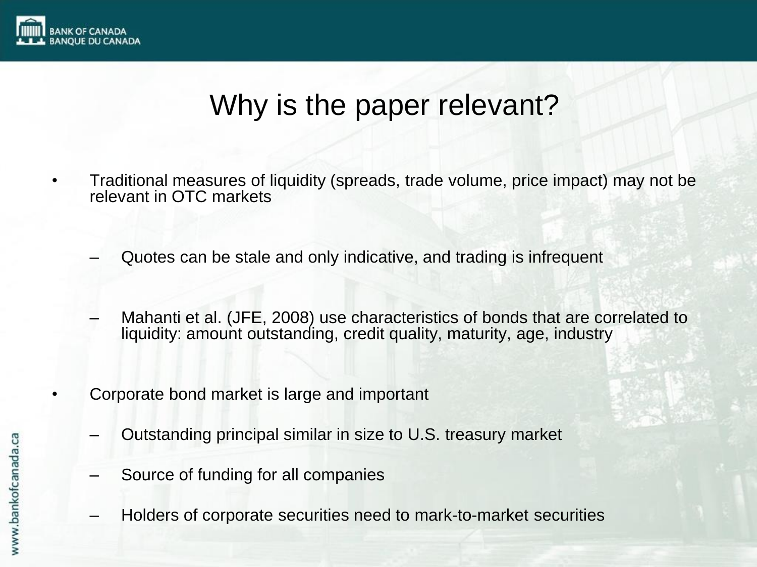# Why is the paper relevant?

- Traditional measures of liquidity (spreads, trade volume, price impact) may not be relevant in OTC markets
  - Quotes can be stale and only indicative, and trading is infrequent
  - Mahanti et al. (JFE, 2008) use characteristics of bonds that are correlated to liquidity: amount outstanding, credit quality, maturity, age, industry
- Corporate bond market is large and important
  - Outstanding principal similar in size to U.S. treasury market
  - Source of funding for all companies
  - Holders of corporate securities need to mark-to-market securities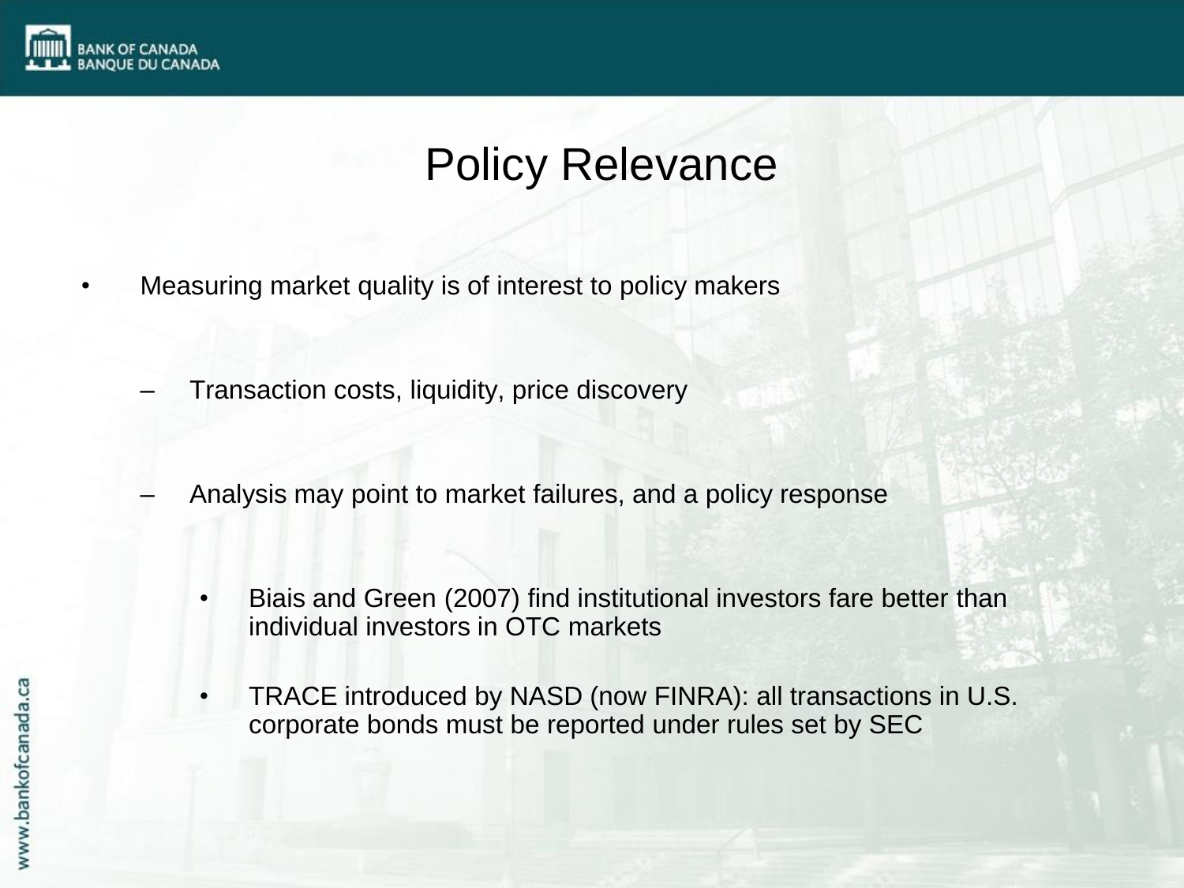# Policy Relevance

- Measuring market quality is of interest to policy makers
  - Transaction costs, liquidity, price discovery
  - Analysis may point to market failures, and a policy response
    - Biais and Green (2007) find institutional investors fare better than individual investors in OTC markets
    - TRACE introduced by NASD (now FINRA): all transactions in U.S. corporate bonds must be reported under rules set by SEC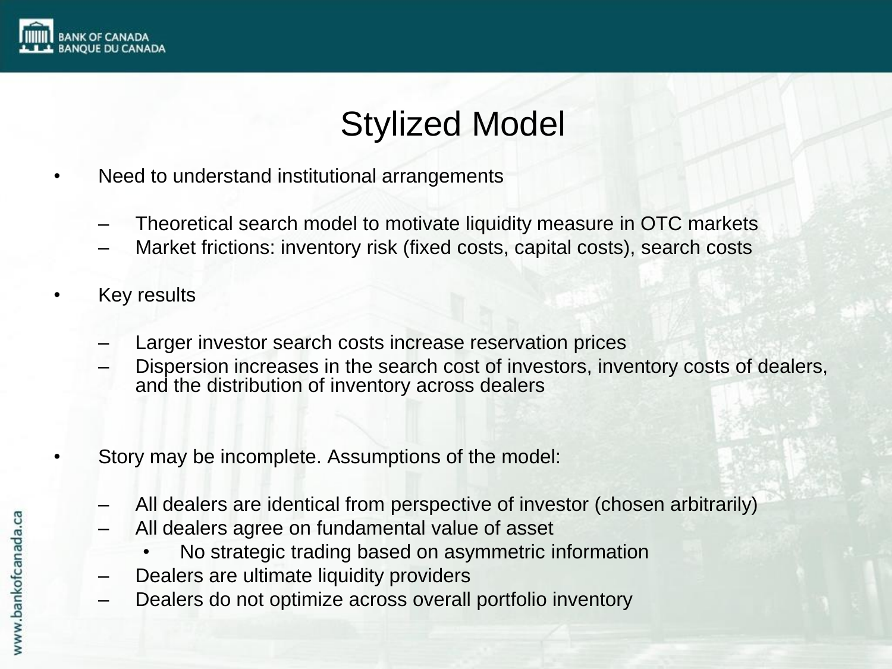# Stylized Model

- Need to understand institutional arrangements
  - Theoretical search model to motivate liquidity measure in OTC markets
  - Market frictions: inventory risk (fixed costs, capital costs), search costs
- Key results
  - Larger investor search costs increase reservation prices
  - Dispersion increases in the search cost of investors, inventory costs of dealers, and the distribution of inventory across dealers
- Story may be incomplete. Assumptions of the model:
  - All dealers are identical from perspective of investor (chosen arbitrarily)
  - All dealers agree on fundamental value of asset
    - No strategic trading based on asymmetric information
  - Dealers are ultimate liquidity providers
  - Dealers do not optimize across overall portfolio inventory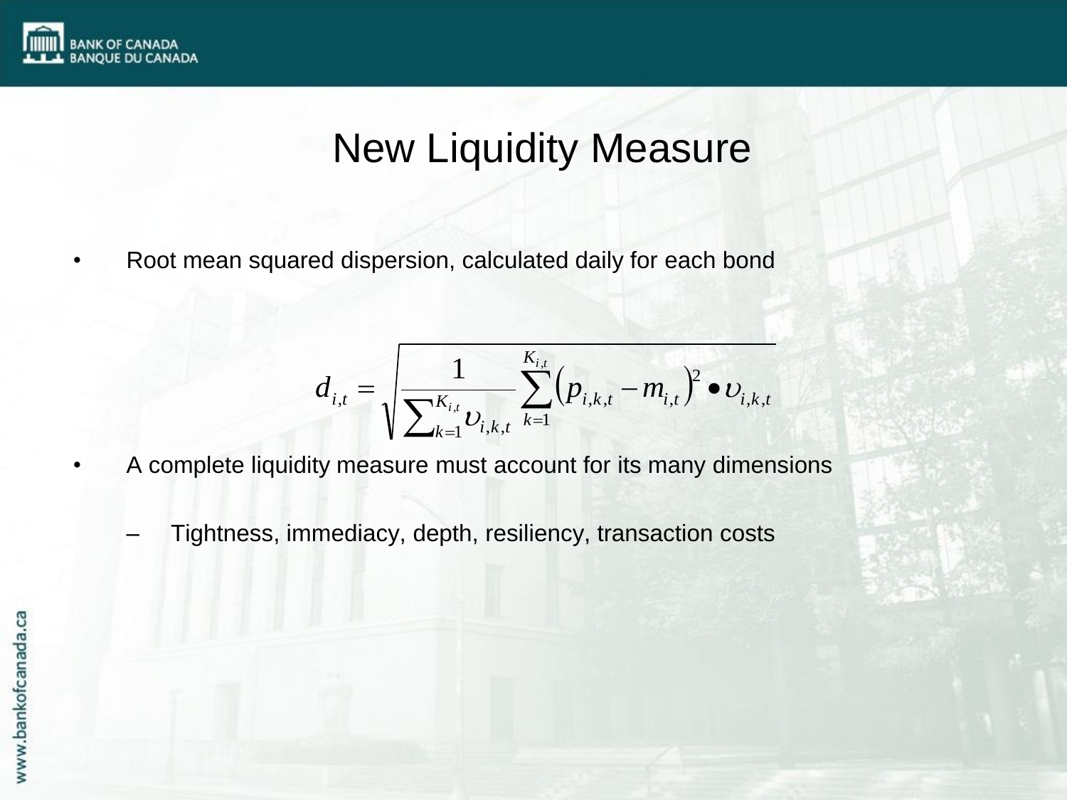# New Liquidity Measure

- Root mean squared dispersion, calculated daily for each bond

$$d_{i,t} = \sqrt{\frac{1}{\sum_{k=1}^{K_{i,t}} \upsilon_{i,k,t}} \sum_{k=1}^{K_{i,t}} \left(p_{i,k,t} - m_{i,t}\right)^2 \bullet \upsilon_{i,k,t}}$$

- A complete liquidity measure must account for its many dimensions
  - Tightness, immediacy, depth, resiliency, transaction costs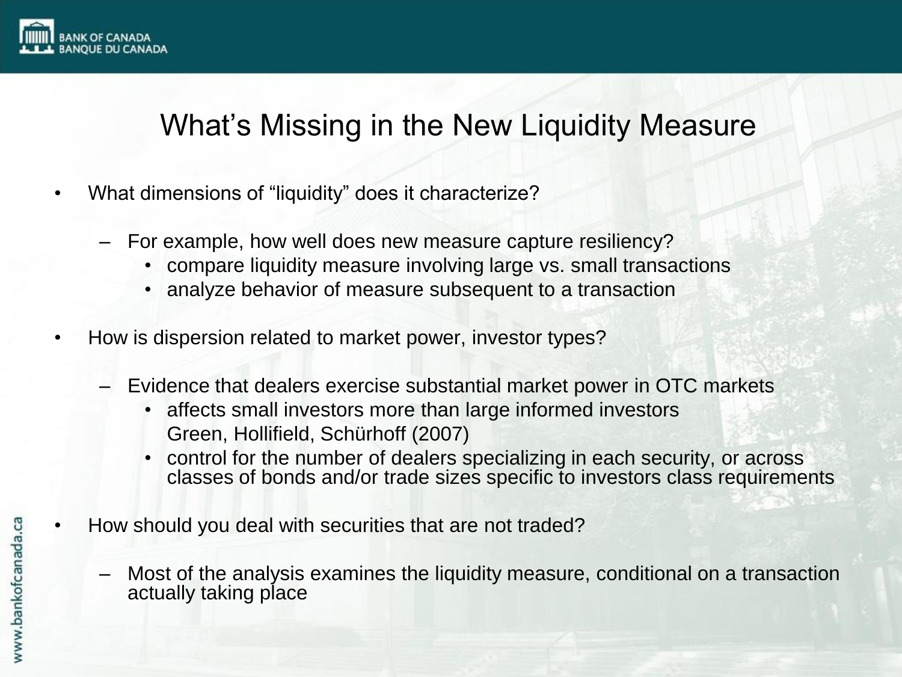# What's Missing in the New Liquidity Measure

- What dimensions of "liquidity" does it characterize?
  - For example, how well does new measure capture resiliency?
    - compare liquidity measure involving large vs. small transactions
    - analyze behavior of measure subsequent to a transaction
- How is dispersion related to market power, investor types?
  - Evidence that dealers exercise substantial market power in OTC markets
    - affects small investors more than large informed investors Green, Hollifield, Schürhoff (2007)
    - control for the number of dealers specializing in each security, or across classes of bonds and/or trade sizes specific to investors class requirements
- How should you deal with securities that are not traded?
  - Most of the analysis examines the liquidity measure, conditional on a transaction actually taking place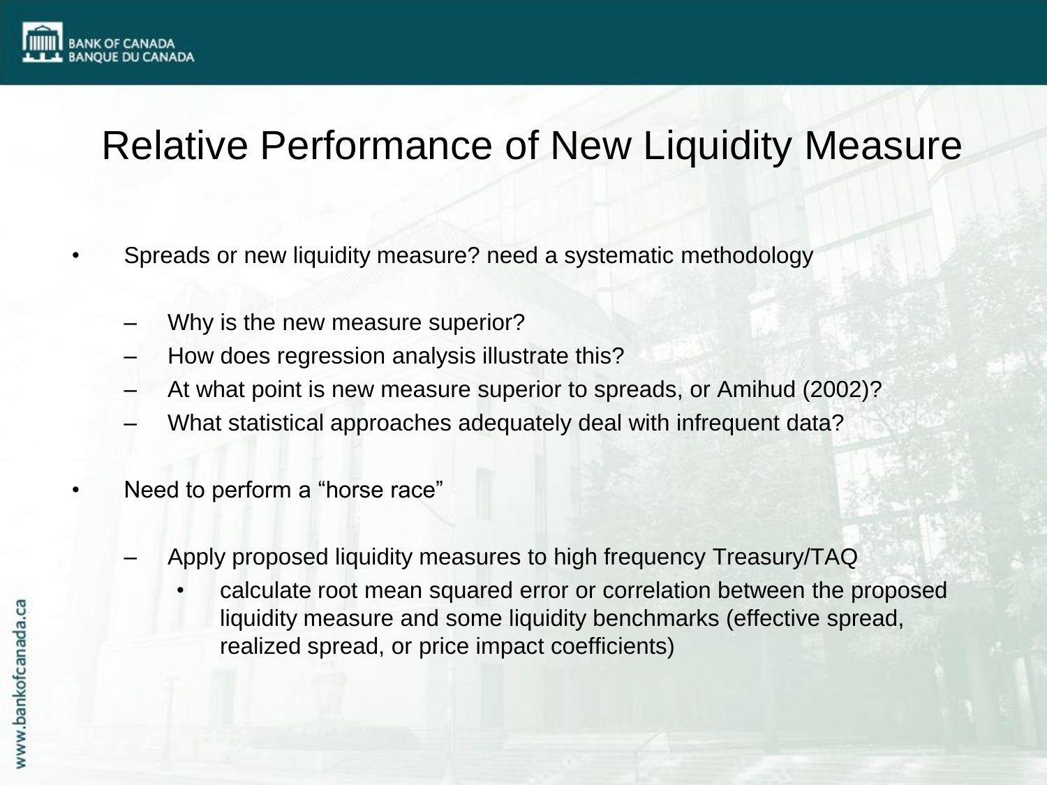# Relative Performance of New Liquidity Measure

- Spreads or new liquidity measure? need a systematic methodology
  - Why is the new measure superior?
  - How does regression analysis illustrate this?
  - At what point is new measure superior to spreads, or Amihud (2002)?
  - What statistical approaches adequately deal with infrequent data?
- Need to perform a "horse race"
  - Apply proposed liquidity measures to high frequency Treasury/TAQ
    - calculate root mean squared error or correlation between the proposed liquidity measure and some liquidity benchmarks (effective spread, realized spread, or price impact coefficients)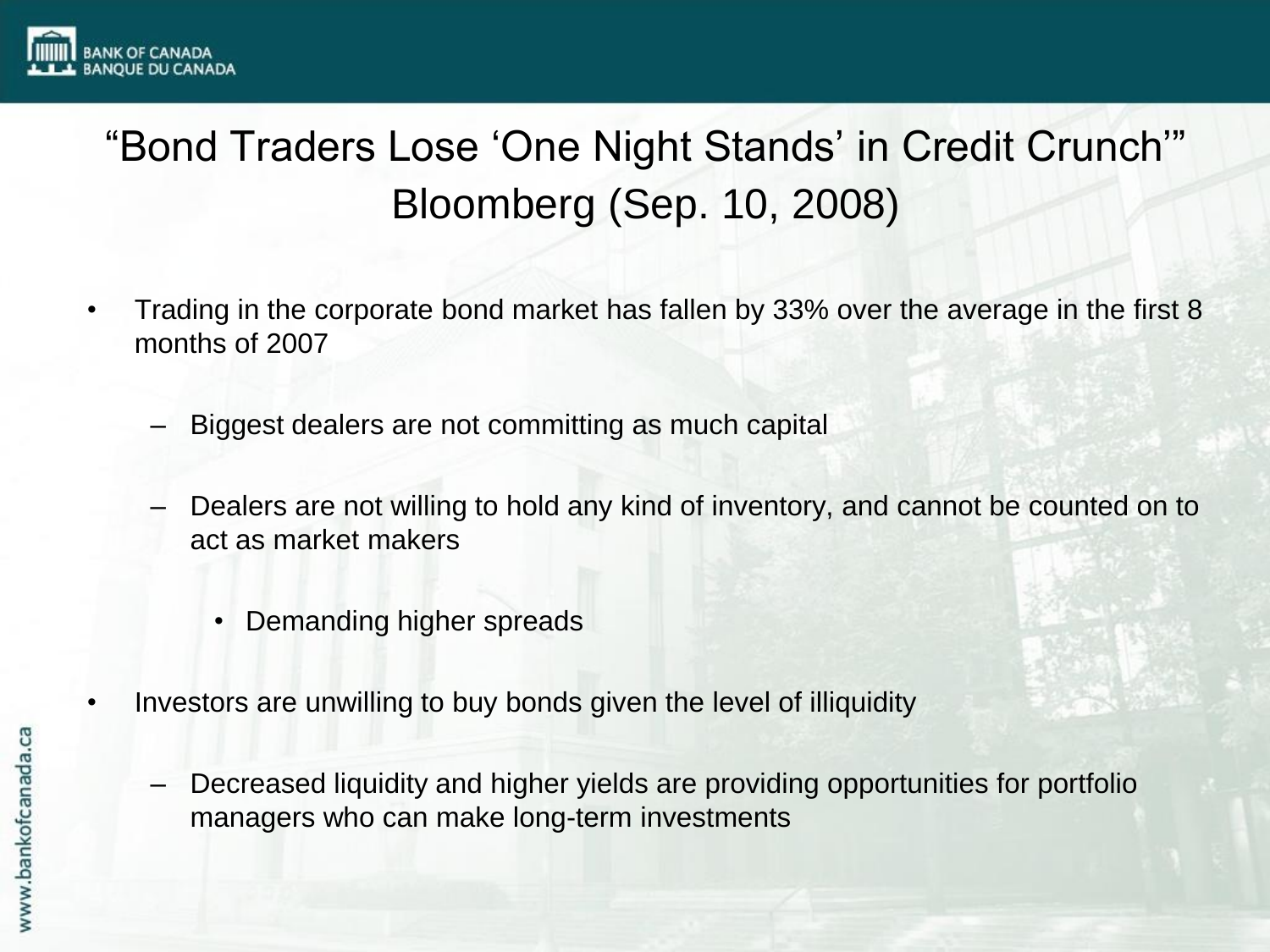# "Bond Traders Lose 'One Night Stands' in Credit Crunch'" Bloomberg (Sep. 10, 2008)

- Trading in the corporate bond market has fallen by 33% over the average in the first 8 months of 2007
  - Biggest dealers are not committing as much capital
  - Dealers are not willing to hold any kind of inventory, and cannot be counted on to act as market makers
    - Demanding higher spreads
- Investors are unwilling to buy bonds given the level of illiquidity
  - Decreased liquidity and higher yields are providing opportunities for portfolio managers who can make long-term investments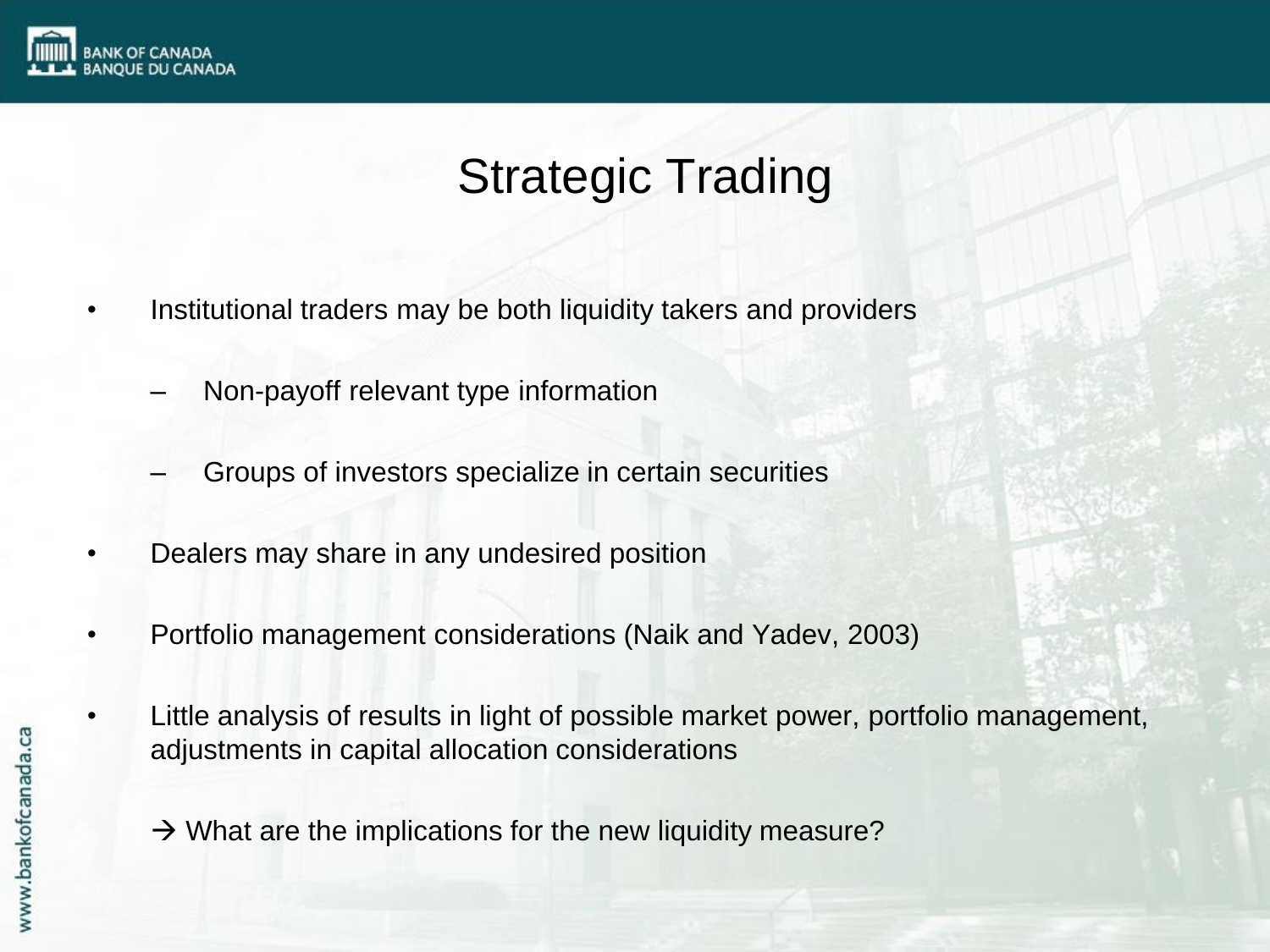# Strategic Trading

- Institutional traders may be both liquidity takers and providers
  - Non-payoff relevant type information
  - Groups of investors specialize in certain securities
- Dealers may share in any undesired position
- Portfolio management considerations (Naik and Yadev, 2003)
- Little analysis of results in light of possible market power, portfolio management, adjustments in capital allocation considerations

  → What are the implications for the new liquidity measure?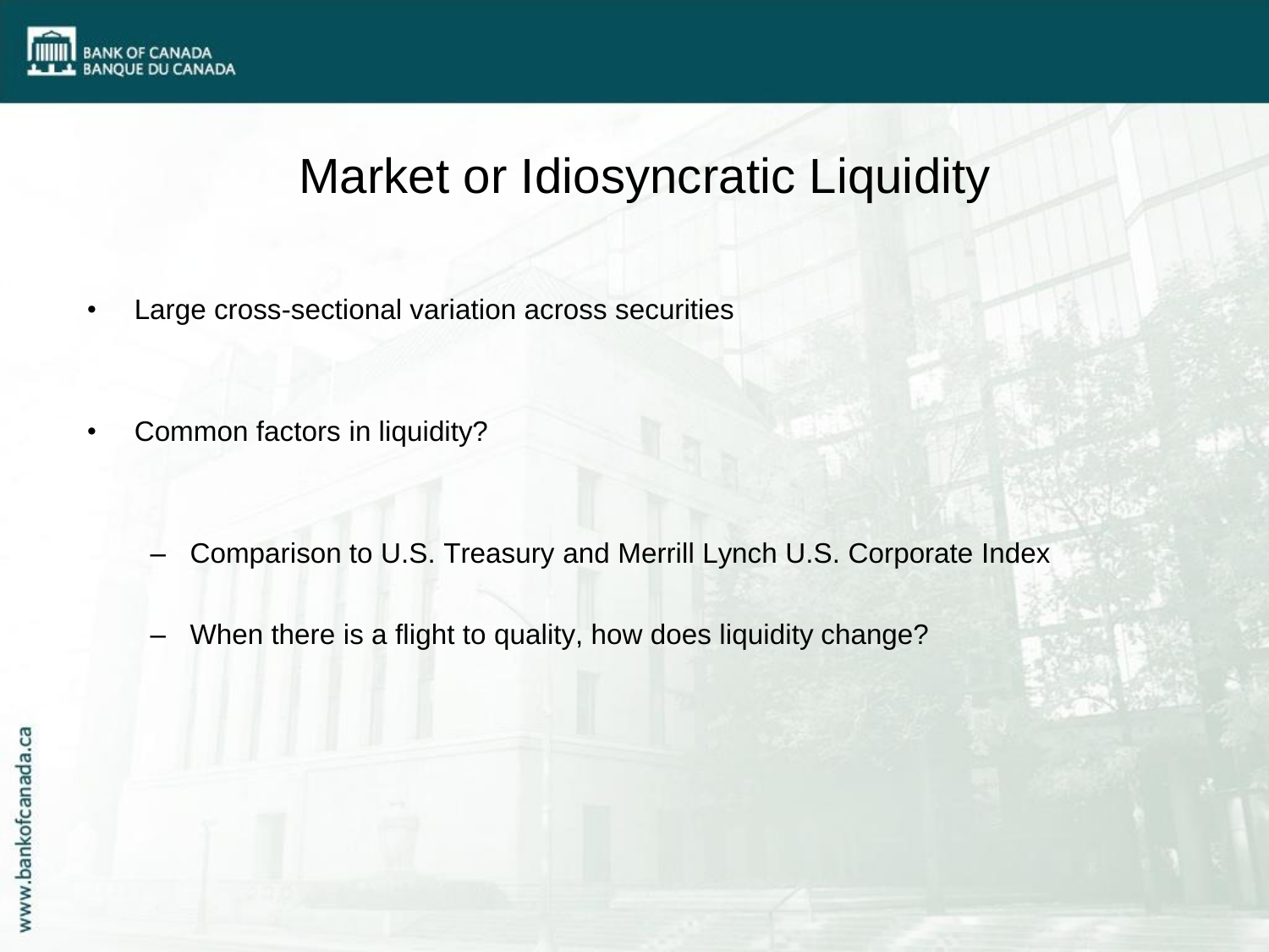# Market or Idiosyncratic Liquidity

- Large cross-sectional variation across securities
- Common factors in liquidity?
  - Comparison to U.S. Treasury and Merrill Lynch U.S. Corporate Index
  - When there is a flight to quality, how does liquidity change?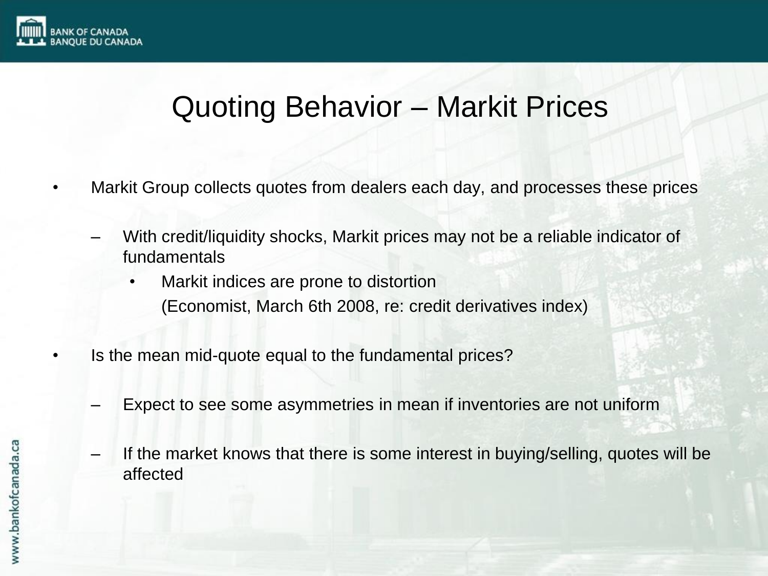# Quoting Behavior – Markit Prices

- Markit Group collects quotes from dealers each day, and processes these prices
  - With credit/liquidity shocks, Markit prices may not be a reliable indicator of fundamentals
    - Markit indices are prone to distortion
      (Economist, March 6th 2008, re: credit derivatives index)
- Is the mean mid-quote equal to the fundamental prices?
  - Expect to see some asymmetries in mean if inventories are not uniform
  - If the market knows that there is some interest in buying/selling, quotes will be affected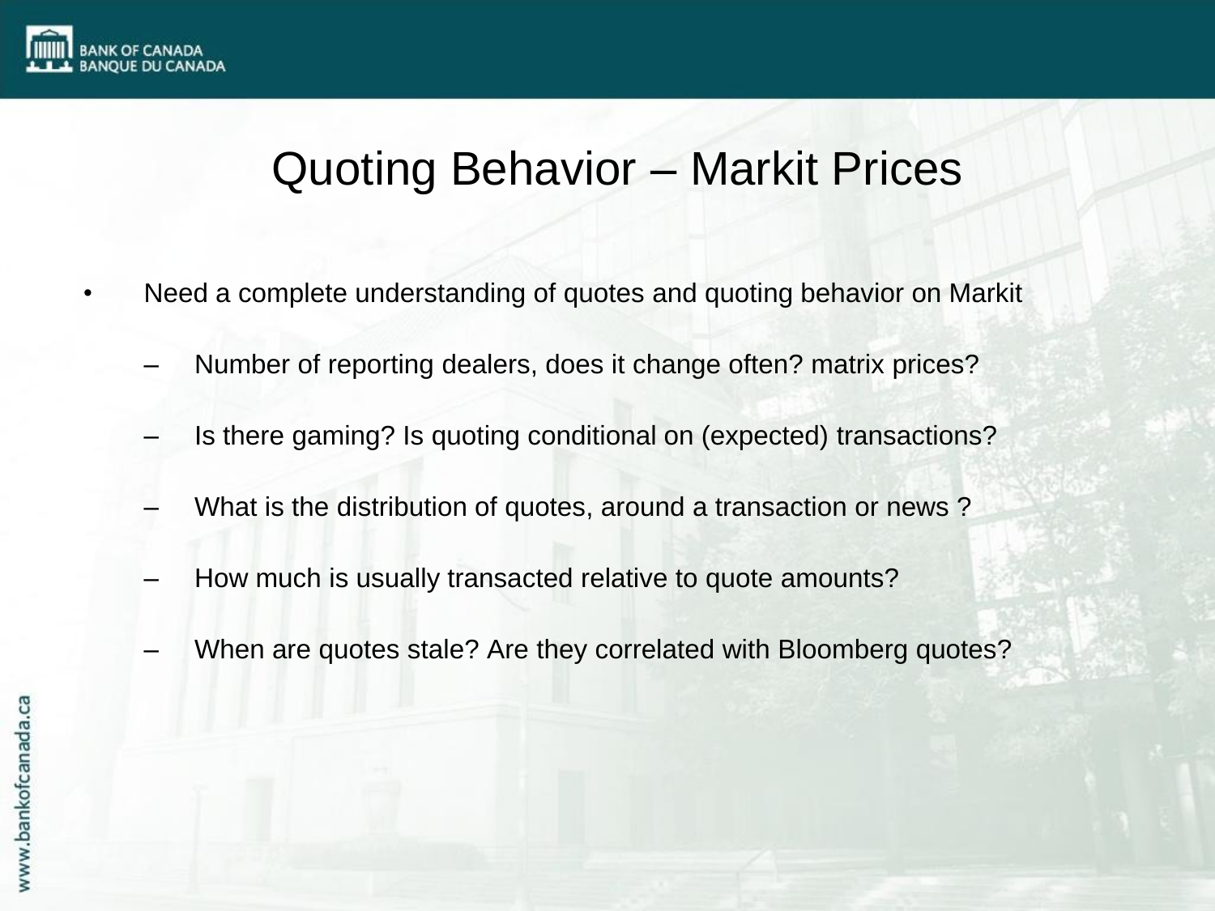# Quoting Behavior – Markit Prices

- Need a complete understanding of quotes and quoting behavior on Markit
  - Number of reporting dealers, does it change often? matrix prices?
  - Is there gaming? Is quoting conditional on (expected) transactions?
  - What is the distribution of quotes, around a transaction or news ?
  - How much is usually transacted relative to quote amounts?
  - When are quotes stale? Are they correlated with Bloomberg quotes?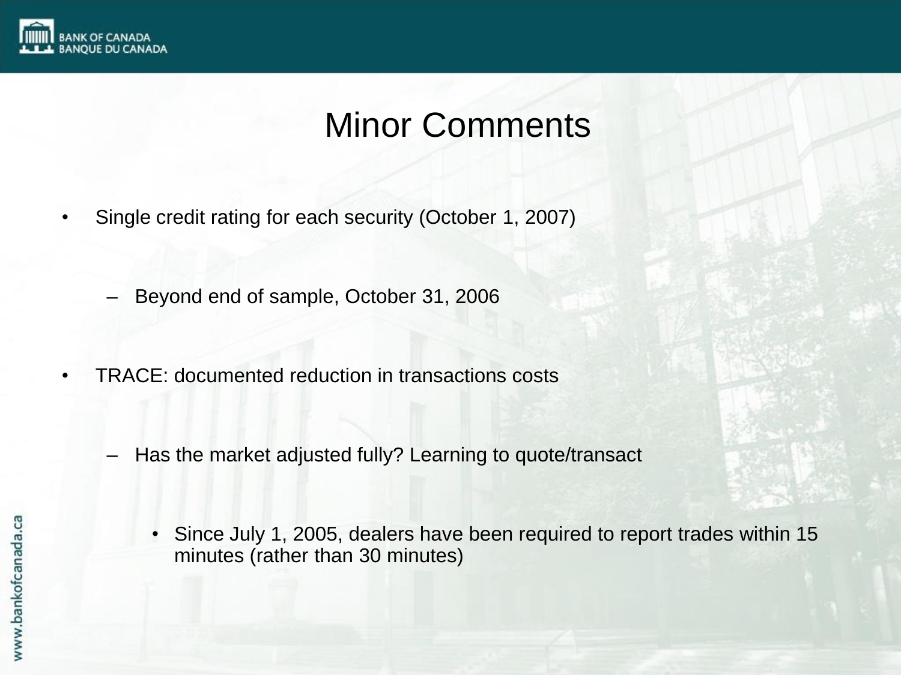# Minor Comments

- Single credit rating for each security (October 1, 2007)
  - Beyond end of sample, October 31, 2006
- TRACE: documented reduction in transactions costs
  - Has the market adjusted fully? Learning to quote/transact
    - Since July 1, 2005, dealers have been required to report trades within 15 minutes (rather than 30 minutes)